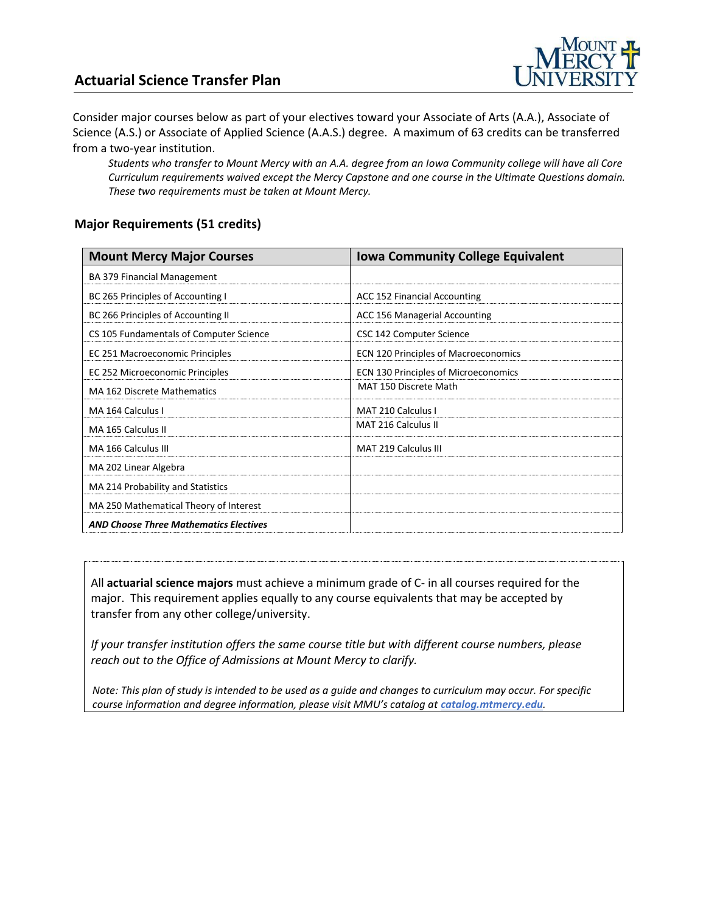# Actuarial Science Transfer Plan

Consider major courses below as part of your electives toward your Associate of Arts (A.A.), Associate of Science (A.S.) or Associate of Applied Science (A.A.S.) degree. A maximum of 63 credits can be transferred from a two-year institution.

*Students who transfer to Mount Mercy with an A.A. degree from an Iowa Community college will have all Core Curriculum requirements waived except the Mercy Capstone and one course in the Ultimate Questions domain. These two requirements must be taken at Mount Mercy.*

## Major Requirements (51 credits)

| Mount Mercy Major Courses | Iowa Community College Equivalent |
|---|---|
| BA 379 Financial Management | |
| BC 265 Principles of Accounting I | ACC 152 Financial Accounting |
| BC 266 Principles of Accounting II | ACC 156 Managerial Accounting |
| CS 105 Fundamentals of Computer Science | CSC 142 Computer Science |
| EC 251 Macroeconomic Principles | ECN 120 Principles of Macroeconomics |
| EC 252 Microeconomic Principles | ECN 130 Principles of Microeconomics |
| MA 162 Discrete Mathematics | MAT 150 Discrete Math |
| MA 164 Calculus I | MAT 210 Calculus I |
| MA 165 Calculus II | MAT 216 Calculus II |
| MA 166 Calculus III | MAT 219 Calculus III |
| MA 202 Linear Algebra | |
| MA 214 Probability and Statistics | |
| MA 250 Mathematical Theory of Interest | |
| ***AND Choose Three Mathematics Electives*** | |

All **actuarial science majors** must achieve a minimum grade of C- in all courses required for the major. This requirement applies equally to any course equivalents that may be accepted by transfer from any other college/university.

*If your transfer institution offers the same course title but with different course numbers, please reach out to the Office of Admissions at Mount Mercy to clarify.*

*Note: This plan of study is intended to be used as a guide and changes to curriculum may occur. For specific course information and degree information, please visit MMU's catalog at* ***catalog.mtmercy.edu****.*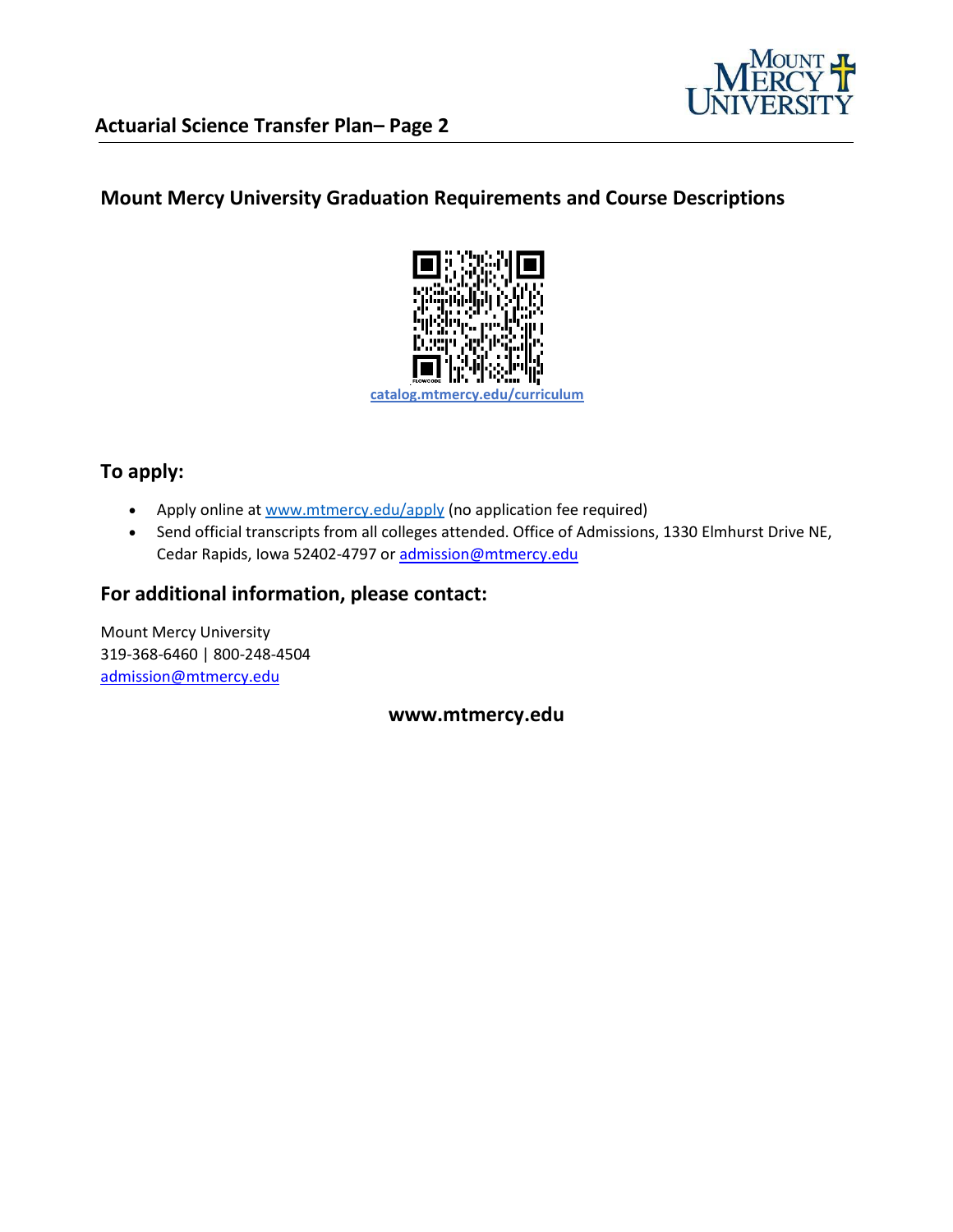## Mount Mercy University Graduation Requirements and Course Descriptions

catalog.mtmercy.edu/curriculum

## To apply:

- Apply online at www.mtmercy.edu/apply (no application fee required)
- Send official transcripts from all colleges attended. Office of Admissions, 1330 Elmhurst Drive NE, Cedar Rapids, Iowa 52402-4797 or admission@mtmercy.edu

## For additional information, please contact:

Mount Mercy University
319-368-6460 | 800-248-4504
admission@mtmercy.edu

**www.mtmercy.edu**